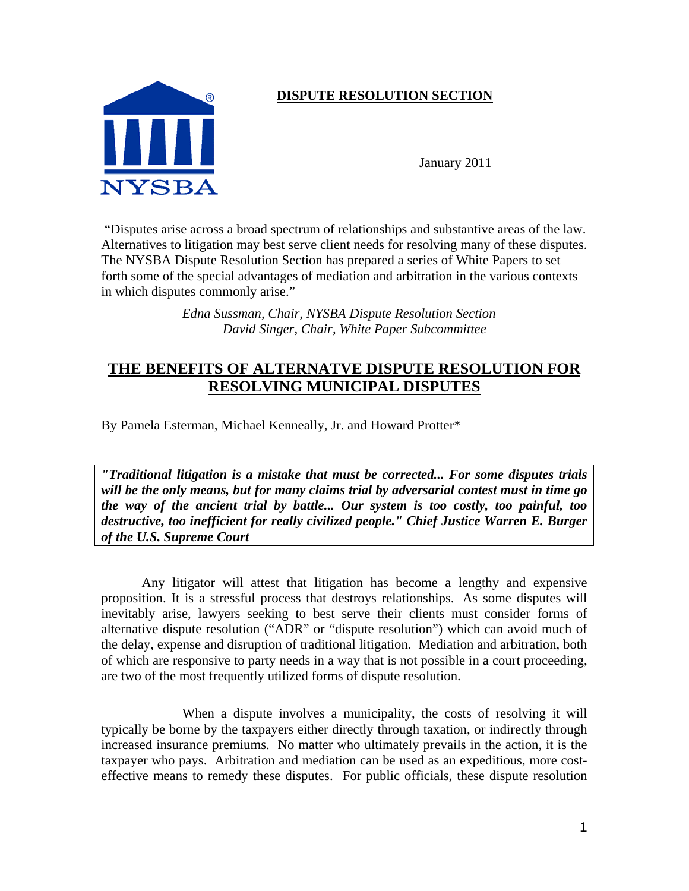**DISPUTE RESOLUTION SECTION**

January 2011

"Disputes arise across a broad spectrum of relationships and substantive areas of the law. Alternatives to litigation may best serve client needs for resolving many of these disputes. The NYSBA Dispute Resolution Section has prepared a series of White Papers to set forth some of the special advantages of mediation and arbitration in the various contexts in which disputes commonly arise."

*Edna Sussman, Chair, NYSBA Dispute Resolution Section*
*David Singer, Chair, White Paper Subcommittee*

# THE BENEFITS OF ALTERNATVE DISPUTE RESOLUTION FOR RESOLVING MUNICIPAL DISPUTES

By Pamela Esterman, Michael Kenneally, Jr. and Howard Protter*

> ***"Traditional litigation is a mistake that must be corrected... For some disputes trials will be the only means, but for many claims trial by adversarial contest must in time go the way of the ancient trial by battle... Our system is too costly, too painful, too destructive, too inefficient for really civilized people." Chief Justice Warren E. Burger of the U.S. Supreme Court***

Any litigator will attest that litigation has become a lengthy and expensive proposition. It is a stressful process that destroys relationships. As some disputes will inevitably arise, lawyers seeking to best serve their clients must consider forms of alternative dispute resolution ("ADR" or "dispute resolution") which can avoid much of the delay, expense and disruption of traditional litigation. Mediation and arbitration, both of which are responsive to party needs in a way that is not possible in a court proceeding, are two of the most frequently utilized forms of dispute resolution.

When a dispute involves a municipality, the costs of resolving it will typically be borne by the taxpayers either directly through taxation, or indirectly through increased insurance premiums. No matter who ultimately prevails in the action, it is the taxpayer who pays. Arbitration and mediation can be used as an expeditious, more cost-effective means to remedy these disputes. For public officials, these dispute resolution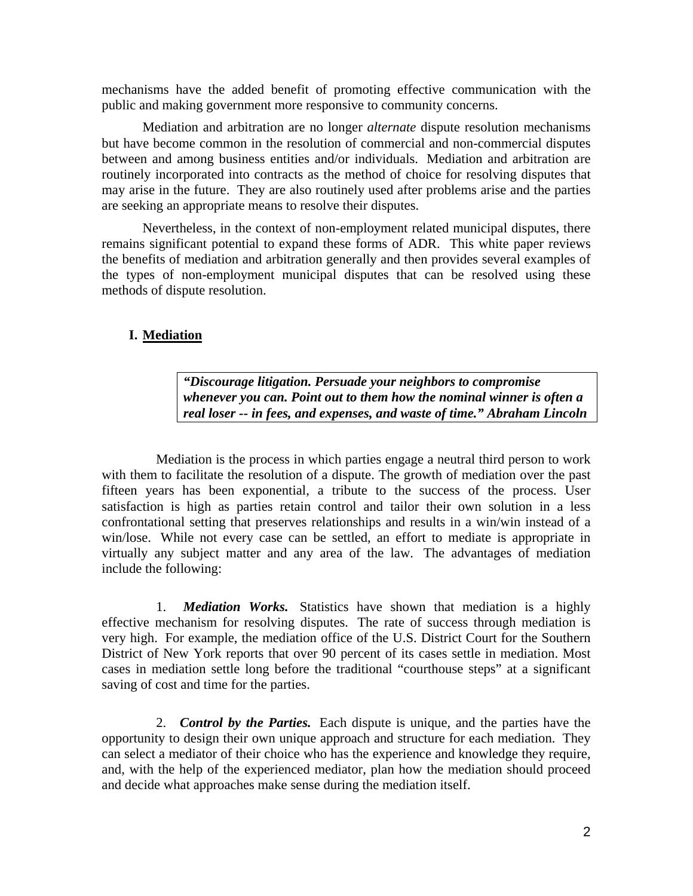mechanisms have the added benefit of promoting effective communication with the public and making government more responsive to community concerns.

Mediation and arbitration are no longer *alternate* dispute resolution mechanisms but have become common in the resolution of commercial and non-commercial disputes between and among business entities and/or individuals. Mediation and arbitration are routinely incorporated into contracts as the method of choice for resolving disputes that may arise in the future. They are also routinely used after problems arise and the parties are seeking an appropriate means to resolve their disputes.

Nevertheless, in the context of non-employment related municipal disputes, there remains significant potential to expand these forms of ADR. This white paper reviews the benefits of mediation and arbitration generally and then provides several examples of the types of non-employment municipal disputes that can be resolved using these methods of dispute resolution.

## I. Mediation

> ***"Discourage litigation. Persuade your neighbors to compromise whenever you can. Point out to them how the nominal winner is often a real loser -- in fees, and expenses, and waste of time." Abraham Lincoln***

Mediation is the process in which parties engage a neutral third person to work with them to facilitate the resolution of a dispute. The growth of mediation over the past fifteen years has been exponential, a tribute to the success of the process. User satisfaction is high as parties retain control and tailor their own solution in a less confrontational setting that preserves relationships and results in a win/win instead of a win/lose. While not every case can be settled, an effort to mediate is appropriate in virtually any subject matter and any area of the law. The advantages of mediation include the following:

1. ***Mediation Works.*** Statistics have shown that mediation is a highly effective mechanism for resolving disputes. The rate of success through mediation is very high. For example, the mediation office of the U.S. District Court for the Southern District of New York reports that over 90 percent of its cases settle in mediation. Most cases in mediation settle long before the traditional "courthouse steps" at a significant saving of cost and time for the parties.

2. ***Control by the Parties.*** Each dispute is unique, and the parties have the opportunity to design their own unique approach and structure for each mediation. They can select a mediator of their choice who has the experience and knowledge they require, and, with the help of the experienced mediator, plan how the mediation should proceed and decide what approaches make sense during the mediation itself.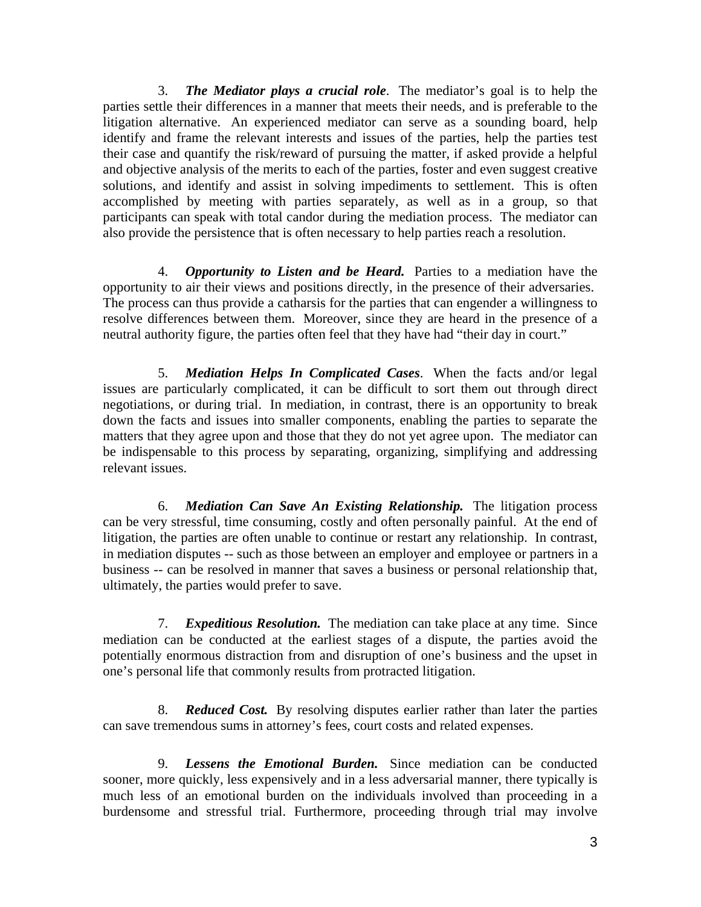3. ***The Mediator plays a crucial role***. The mediator's goal is to help the parties settle their differences in a manner that meets their needs, and is preferable to the litigation alternative. An experienced mediator can serve as a sounding board, help identify and frame the relevant interests and issues of the parties, help the parties test their case and quantify the risk/reward of pursuing the matter, if asked provide a helpful and objective analysis of the merits to each of the parties, foster and even suggest creative solutions, and identify and assist in solving impediments to settlement. This is often accomplished by meeting with parties separately, as well as in a group, so that participants can speak with total candor during the mediation process. The mediator can also provide the persistence that is often necessary to help parties reach a resolution.

4. ***Opportunity to Listen and be Heard.*** Parties to a mediation have the opportunity to air their views and positions directly, in the presence of their adversaries. The process can thus provide a catharsis for the parties that can engender a willingness to resolve differences between them. Moreover, since they are heard in the presence of a neutral authority figure, the parties often feel that they have had "their day in court."

5. ***Mediation Helps In Complicated Cases***. When the facts and/or legal issues are particularly complicated, it can be difficult to sort them out through direct negotiations, or during trial. In mediation, in contrast, there is an opportunity to break down the facts and issues into smaller components, enabling the parties to separate the matters that they agree upon and those that they do not yet agree upon. The mediator can be indispensable to this process by separating, organizing, simplifying and addressing relevant issues.

6. ***Mediation Can Save An Existing Relationship.*** The litigation process can be very stressful, time consuming, costly and often personally painful. At the end of litigation, the parties are often unable to continue or restart any relationship. In contrast, in mediation disputes -- such as those between an employer and employee or partners in a business -- can be resolved in manner that saves a business or personal relationship that, ultimately, the parties would prefer to save.

7. ***Expeditious Resolution.*** The mediation can take place at any time. Since mediation can be conducted at the earliest stages of a dispute, the parties avoid the potentially enormous distraction from and disruption of one's business and the upset in one's personal life that commonly results from protracted litigation.

8. ***Reduced Cost.*** By resolving disputes earlier rather than later the parties can save tremendous sums in attorney's fees, court costs and related expenses.

9. ***Lessens the Emotional Burden.*** Since mediation can be conducted sooner, more quickly, less expensively and in a less adversarial manner, there typically is much less of an emotional burden on the individuals involved than proceeding in a burdensome and stressful trial. Furthermore, proceeding through trial may involve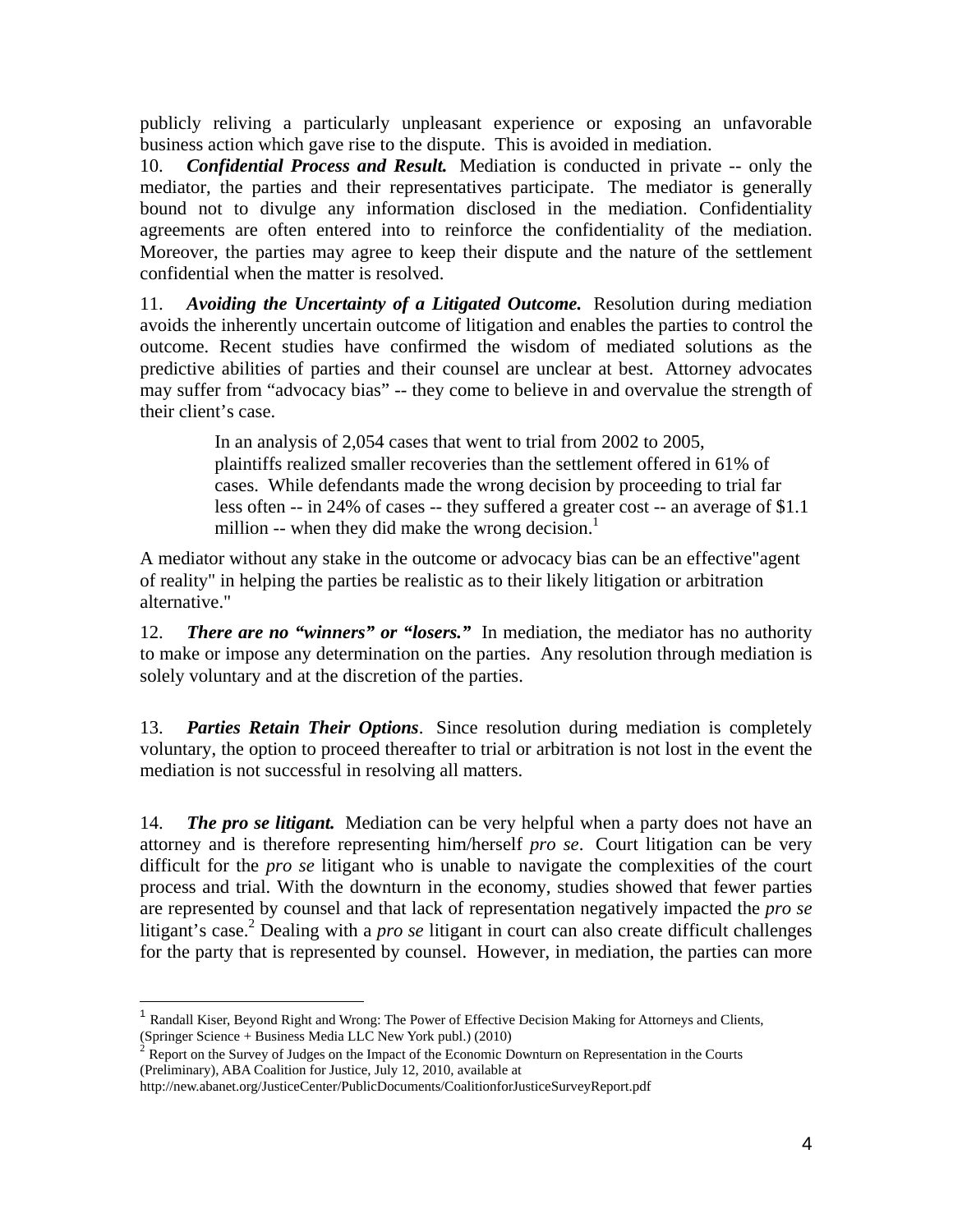publicly reliving a particularly unpleasant experience or exposing an unfavorable business action which gave rise to the dispute. This is avoided in mediation.

10. ***Confidential Process and Result.*** Mediation is conducted in private -- only the mediator, the parties and their representatives participate. The mediator is generally bound not to divulge any information disclosed in the mediation. Confidentiality agreements are often entered into to reinforce the confidentiality of the mediation. Moreover, the parties may agree to keep their dispute and the nature of the settlement confidential when the matter is resolved.

11. ***Avoiding the Uncertainty of a Litigated Outcome.*** Resolution during mediation avoids the inherently uncertain outcome of litigation and enables the parties to control the outcome. Recent studies have confirmed the wisdom of mediated solutions as the predictive abilities of parties and their counsel are unclear at best. Attorney advocates may suffer from "advocacy bias" -- they come to believe in and overvalue the strength of their client's case.

> In an analysis of 2,054 cases that went to trial from 2002 to 2005, plaintiffs realized smaller recoveries than the settlement offered in 61% of cases. While defendants made the wrong decision by proceeding to trial far less often -- in 24% of cases -- they suffered a greater cost -- an average of $1.1 million -- when they did make the wrong decision.[1]

A mediator without any stake in the outcome or advocacy bias can be an effective"agent of reality" in helping the parties be realistic as to their likely litigation or arbitration alternative."

12. ***There are no "winners" or "losers."*** In mediation, the mediator has no authority to make or impose any determination on the parties. Any resolution through mediation is solely voluntary and at the discretion of the parties.

13. ***Parties Retain Their Options***. Since resolution during mediation is completely voluntary, the option to proceed thereafter to trial or arbitration is not lost in the event the mediation is not successful in resolving all matters.

14. ***The pro se litigant.*** Mediation can be very helpful when a party does not have an attorney and is therefore representing him/herself *pro se*. Court litigation can be very difficult for the *pro se* litigant who is unable to navigate the complexities of the court process and trial. With the downturn in the economy, studies showed that fewer parties are represented by counsel and that lack of representation negatively impacted the *pro se* litigant's case.[2] Dealing with a *pro se* litigant in court can also create difficult challenges for the party that is represented by counsel. However, in mediation, the parties can more

---

[1] Randall Kiser, Beyond Right and Wrong: The Power of Effective Decision Making for Attorneys and Clients, (Springer Science + Business Media LLC New York publ.) (2010)

[2] Report on the Survey of Judges on the Impact of the Economic Downturn on Representation in the Courts (Preliminary), ABA Coalition for Justice, July 12, 2010, available at http://new.abanet.org/JusticeCenter/PublicDocuments/CoalitionforJusticeSurveyReport.pdf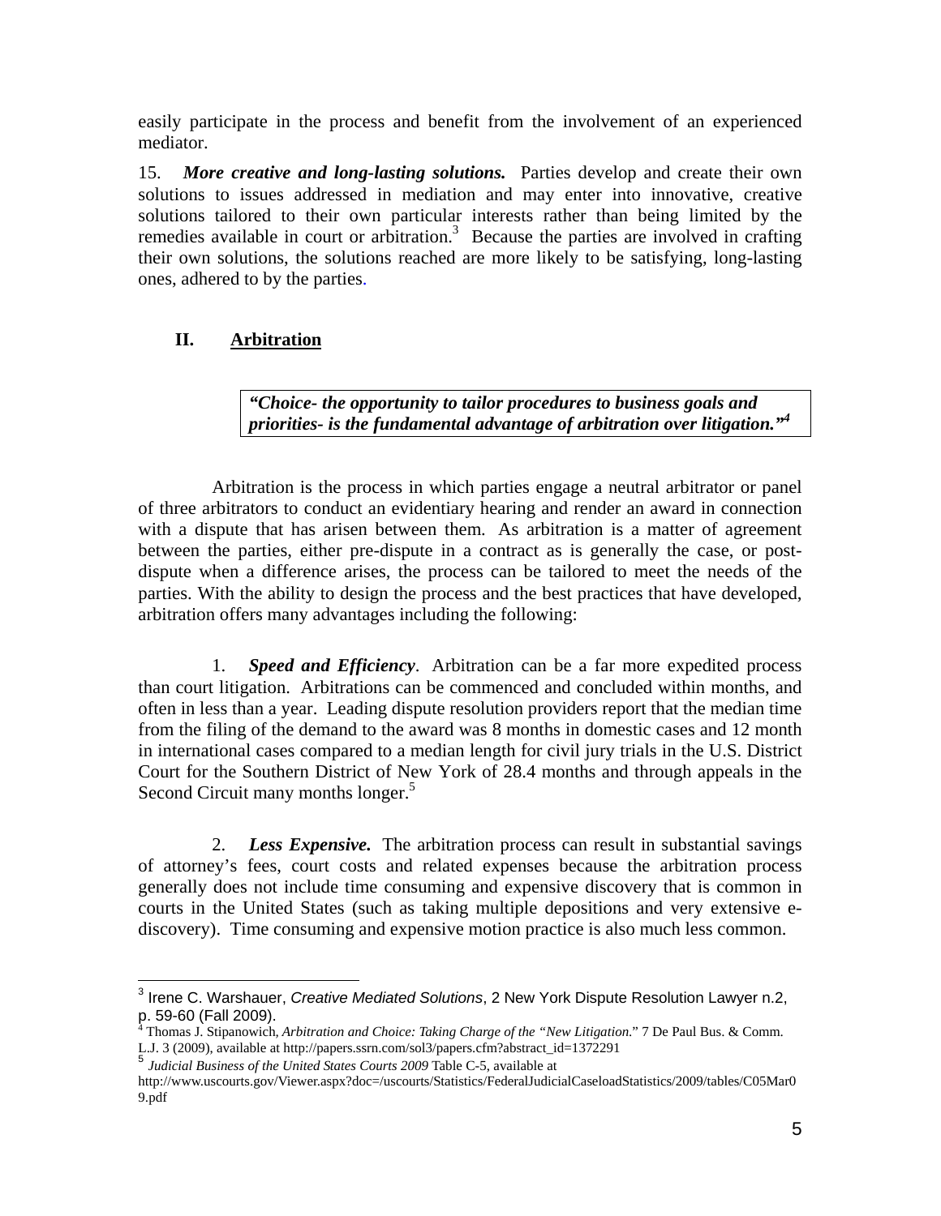easily participate in the process and benefit from the involvement of an experienced mediator.

15. ***More creative and long-lasting solutions.*** Parties develop and create their own solutions to issues addressed in mediation and may enter into innovative, creative solutions tailored to their own particular interests rather than being limited by the remedies available in court or arbitration.[3] Because the parties are involved in crafting their own solutions, the solutions reached are more likely to be satisfying, long-lasting ones, adhered to by the parties.

## II. Arbitration

> ***"Choice- the opportunity to tailor procedures to business goals and priorities- is the fundamental advantage of arbitration over litigation."***[4]

Arbitration is the process in which parties engage a neutral arbitrator or panel of three arbitrators to conduct an evidentiary hearing and render an award in connection with a dispute that has arisen between them. As arbitration is a matter of agreement between the parties, either pre-dispute in a contract as is generally the case, or post-dispute when a difference arises, the process can be tailored to meet the needs of the parties. With the ability to design the process and the best practices that have developed, arbitration offers many advantages including the following:

1. ***Speed and Efficiency***. Arbitration can be a far more expedited process than court litigation. Arbitrations can be commenced and concluded within months, and often in less than a year. Leading dispute resolution providers report that the median time from the filing of the demand to the award was 8 months in domestic cases and 12 month in international cases compared to a median length for civil jury trials in the U.S. District Court for the Southern District of New York of 28.4 months and through appeals in the Second Circuit many months longer.[5]

2. ***Less Expensive.*** The arbitration process can result in substantial savings of attorney's fees, court costs and related expenses because the arbitration process generally does not include time consuming and expensive discovery that is common in courts in the United States (such as taking multiple depositions and very extensive e-discovery). Time consuming and expensive motion practice is also much less common.

---

[3] Irene C. Warshauer, *Creative Mediated Solutions*, 2 New York Dispute Resolution Lawyer n.2, p. 59-60 (Fall 2009).

[4] Thomas J. Stipanowich, *Arbitration and Choice: Taking Charge of the "New Litigation*." 7 De Paul Bus. & Comm. L.J. 3 (2009), available at http://papers.ssrn.com/sol3/papers.cfm?abstract_id=1372291

[5] *Judicial Business of the United States Courts 2009* Table C-5, available at http://www.uscourts.gov/Viewer.aspx?doc=/uscourts/Statistics/FederalJudicialCaseloadStatistics/2009/tables/C05Mar09.pdf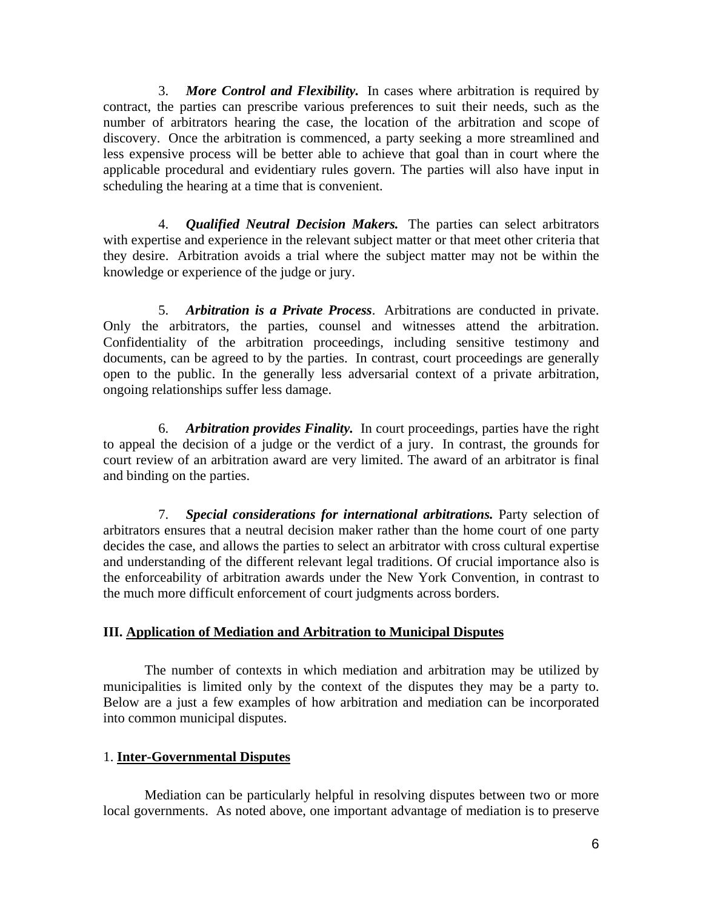3. ***More Control and Flexibility.*** In cases where arbitration is required by contract, the parties can prescribe various preferences to suit their needs, such as the number of arbitrators hearing the case, the location of the arbitration and scope of discovery. Once the arbitration is commenced, a party seeking a more streamlined and less expensive process will be better able to achieve that goal than in court where the applicable procedural and evidentiary rules govern. The parties will also have input in scheduling the hearing at a time that is convenient.

4. ***Qualified Neutral Decision Makers.*** The parties can select arbitrators with expertise and experience in the relevant subject matter or that meet other criteria that they desire. Arbitration avoids a trial where the subject matter may not be within the knowledge or experience of the judge or jury.

5. ***Arbitration is a Private Process***. Arbitrations are conducted in private. Only the arbitrators, the parties, counsel and witnesses attend the arbitration. Confidentiality of the arbitration proceedings, including sensitive testimony and documents, can be agreed to by the parties. In contrast, court proceedings are generally open to the public. In the generally less adversarial context of a private arbitration, ongoing relationships suffer less damage.

6. ***Arbitration provides Finality.*** In court proceedings, parties have the right to appeal the decision of a judge or the verdict of a jury. In contrast, the grounds for court review of an arbitration award are very limited. The award of an arbitrator is final and binding on the parties.

7. ***Special considerations for international arbitrations.*** Party selection of arbitrators ensures that a neutral decision maker rather than the home court of one party decides the case, and allows the parties to select an arbitrator with cross cultural expertise and understanding of the different relevant legal traditions. Of crucial importance also is the enforceability of arbitration awards under the New York Convention, in contrast to the much more difficult enforcement of court judgments across borders.

## III. Application of Mediation and Arbitration to Municipal Disputes

The number of contexts in which mediation and arbitration may be utilized by municipalities is limited only by the context of the disputes they may be a party to. Below are a just a few examples of how arbitration and mediation can be incorporated into common municipal disputes.

### 1. Inter-Governmental Disputes

Mediation can be particularly helpful in resolving disputes between two or more local governments. As noted above, one important advantage of mediation is to preserve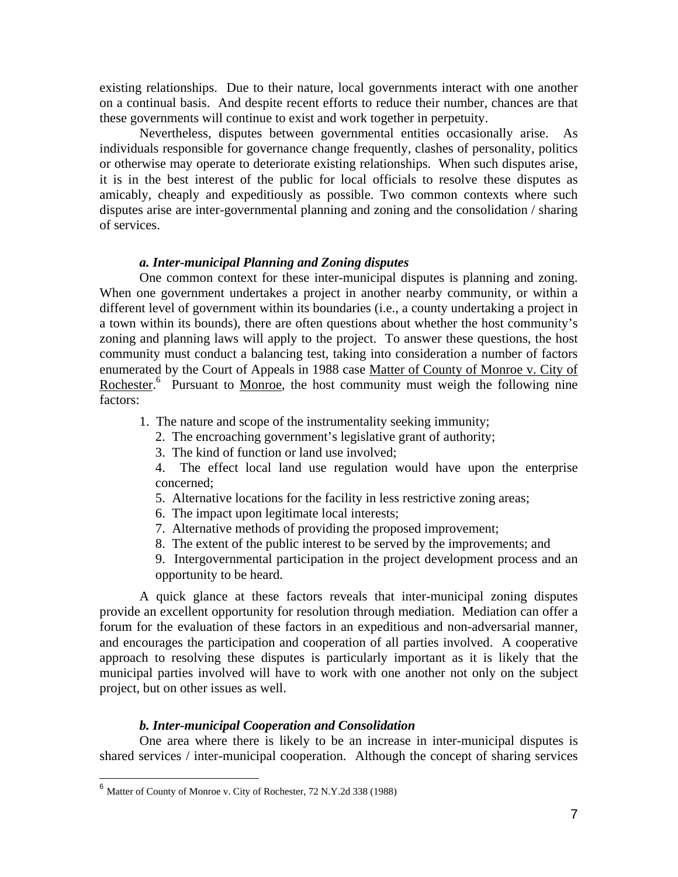existing relationships. Due to their nature, local governments interact with one another on a continual basis. And despite recent efforts to reduce their number, chances are that these governments will continue to exist and work together in perpetuity.

Nevertheless, disputes between governmental entities occasionally arise. As individuals responsible for governance change frequently, clashes of personality, politics or otherwise may operate to deteriorate existing relationships. When such disputes arise, it is in the best interest of the public for local officials to resolve these disputes as amicably, cheaply and expeditiously as possible. Two common contexts where such disputes arise are inter-governmental planning and zoning and the consolidation / sharing of services.

### *a. Inter-municipal Planning and Zoning disputes*

One common context for these inter-municipal disputes is planning and zoning. When one government undertakes a project in another nearby community, or within a different level of government within its boundaries (i.e., a county undertaking a project in a town within its bounds), there are often questions about whether the host community's zoning and planning laws will apply to the project. To answer these questions, the host community must conduct a balancing test, taking into consideration a number of factors enumerated by the Court of Appeals in 1988 case Matter of County of Monroe v. City of Rochester.[6] Pursuant to Monroe, the host community must weigh the following nine factors:

1. The nature and scope of the instrumentality seeking immunity;
2. The encroaching government's legislative grant of authority;
3. The kind of function or land use involved;
4. The effect local land use regulation would have upon the enterprise concerned;
5. Alternative locations for the facility in less restrictive zoning areas;
6. The impact upon legitimate local interests;
7. Alternative methods of providing the proposed improvement;
8. The extent of the public interest to be served by the improvements; and
9. Intergovernmental participation in the project development process and an opportunity to be heard.

A quick glance at these factors reveals that inter-municipal zoning disputes provide an excellent opportunity for resolution through mediation. Mediation can offer a forum for the evaluation of these factors in an expeditious and non-adversarial manner, and encourages the participation and cooperation of all parties involved. A cooperative approach to resolving these disputes is particularly important as it is likely that the municipal parties involved will have to work with one another not only on the subject project, but on other issues as well.

### *b. Inter-municipal Cooperation and Consolidation*

One area where there is likely to be an increase in inter-municipal disputes is shared services / inter-municipal cooperation. Although the concept of sharing services

---

[6] Matter of County of Monroe v. City of Rochester, 72 N.Y.2d 338 (1988)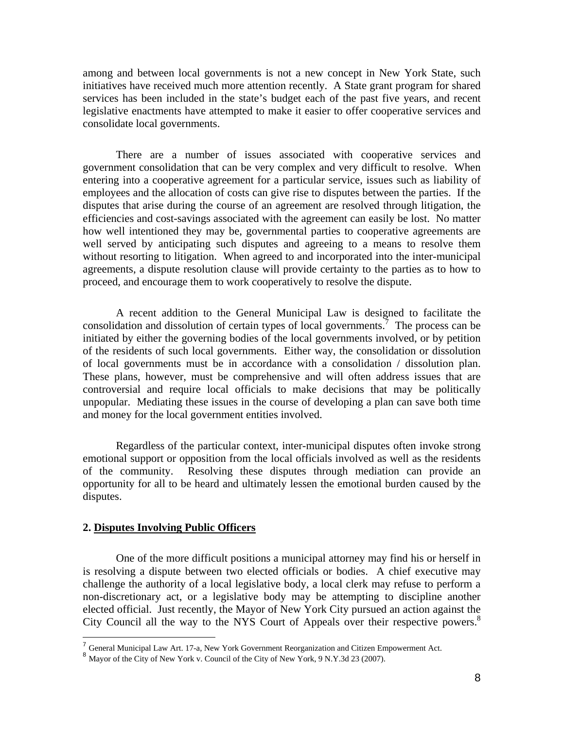among and between local governments is not a new concept in New York State, such initiatives have received much more attention recently. A State grant program for shared services has been included in the state's budget each of the past five years, and recent legislative enactments have attempted to make it easier to offer cooperative services and consolidate local governments.

There are a number of issues associated with cooperative services and government consolidation that can be very complex and very difficult to resolve. When entering into a cooperative agreement for a particular service, issues such as liability of employees and the allocation of costs can give rise to disputes between the parties. If the disputes that arise during the course of an agreement are resolved through litigation, the efficiencies and cost-savings associated with the agreement can easily be lost. No matter how well intentioned they may be, governmental parties to cooperative agreements are well served by anticipating such disputes and agreeing to a means to resolve them without resorting to litigation. When agreed to and incorporated into the inter-municipal agreements, a dispute resolution clause will provide certainty to the parties as to how to proceed, and encourage them to work cooperatively to resolve the dispute.

A recent addition to the General Municipal Law is designed to facilitate the consolidation and dissolution of certain types of local governments.[7] The process can be initiated by either the governing bodies of the local governments involved, or by petition of the residents of such local governments. Either way, the consolidation or dissolution of local governments must be in accordance with a consolidation / dissolution plan. These plans, however, must be comprehensive and will often address issues that are controversial and require local officials to make decisions that may be politically unpopular. Mediating these issues in the course of developing a plan can save both time and money for the local government entities involved.

Regardless of the particular context, inter-municipal disputes often invoke strong emotional support or opposition from the local officials involved as well as the residents of the community. Resolving these disputes through mediation can provide an opportunity for all to be heard and ultimately lessen the emotional burden caused by the disputes.

**2. <u>Disputes Involving Public Officers</u>**

One of the more difficult positions a municipal attorney may find his or herself in is resolving a dispute between two elected officials or bodies. A chief executive may challenge the authority of a local legislative body, a local clerk may refuse to perform a non-discretionary act, or a legislative body may be attempting to discipline another elected official. Just recently, the Mayor of New York City pursued an action against the City Council all the way to the NYS Court of Appeals over their respective powers.[8]

[7] General Municipal Law Art. 17-a, New York Government Reorganization and Citizen Empowerment Act.

[8] Mayor of the City of New York v. Council of the City of New York, 9 N.Y.3d 23 (2007).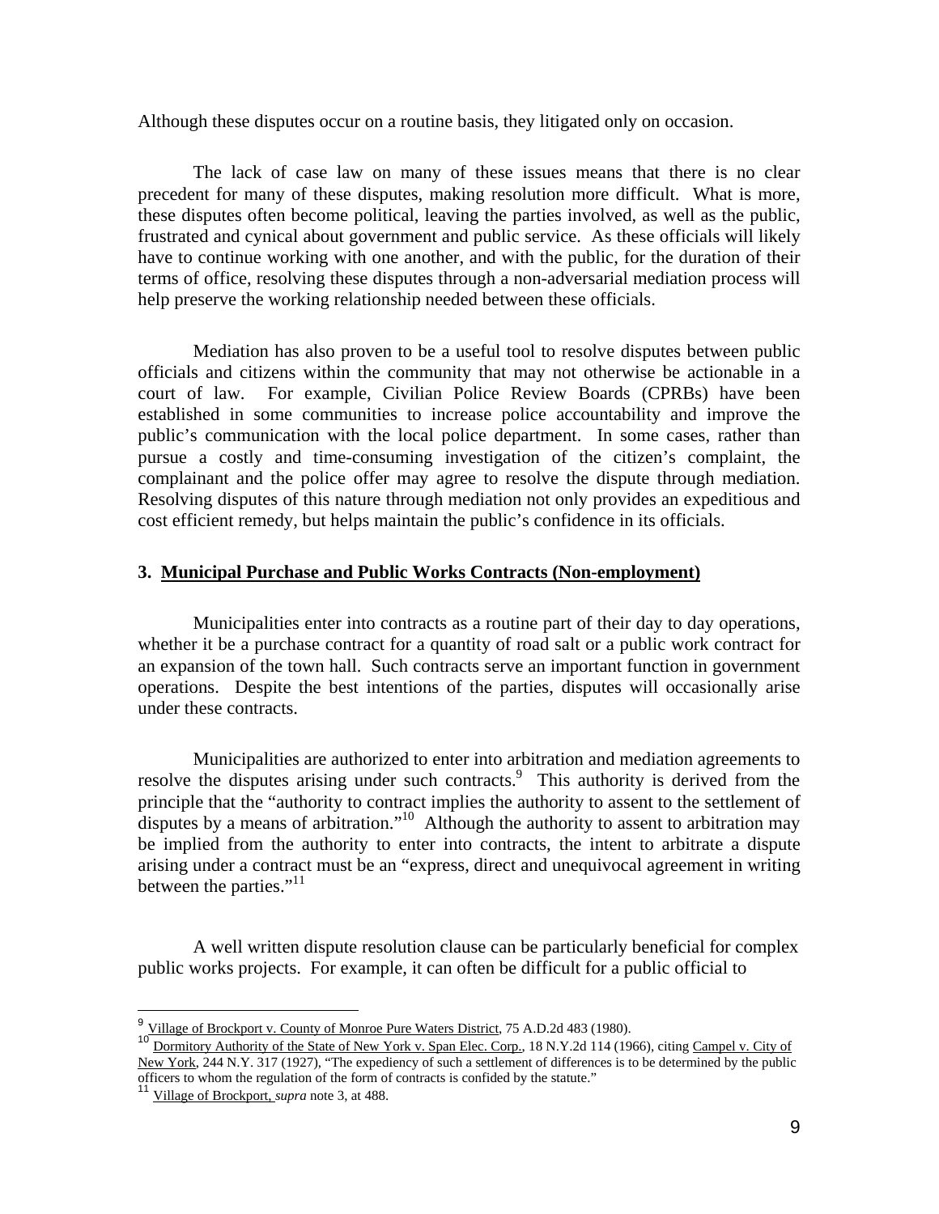Although these disputes occur on a routine basis, they litigated only on occasion.

The lack of case law on many of these issues means that there is no clear precedent for many of these disputes, making resolution more difficult. What is more, these disputes often become political, leaving the parties involved, as well as the public, frustrated and cynical about government and public service. As these officials will likely have to continue working with one another, and with the public, for the duration of their terms of office, resolving these disputes through a non-adversarial mediation process will help preserve the working relationship needed between these officials.

Mediation has also proven to be a useful tool to resolve disputes between public officials and citizens within the community that may not otherwise be actionable in a court of law. For example, Civilian Police Review Boards (CPRBs) have been established in some communities to increase police accountability and improve the public's communication with the local police department. In some cases, rather than pursue a costly and time-consuming investigation of the citizen's complaint, the complainant and the police offer may agree to resolve the dispute through mediation. Resolving disputes of this nature through mediation not only provides an expeditious and cost efficient remedy, but helps maintain the public's confidence in its officials.

### 3. Municipal Purchase and Public Works Contracts (Non-employment)

Municipalities enter into contracts as a routine part of their day to day operations, whether it be a purchase contract for a quantity of road salt or a public work contract for an expansion of the town hall. Such contracts serve an important function in government operations. Despite the best intentions of the parties, disputes will occasionally arise under these contracts.

Municipalities are authorized to enter into arbitration and mediation agreements to resolve the disputes arising under such contracts.[9] This authority is derived from the principle that the "authority to contract implies the authority to assent to the settlement of disputes by a means of arbitration."[10] Although the authority to assent to arbitration may be implied from the authority to enter into contracts, the intent to arbitrate a dispute arising under a contract must be an "express, direct and unequivocal agreement in writing between the parties."[11]

A well written dispute resolution clause can be particularly beneficial for complex public works projects. For example, it can often be difficult for a public official to

---

[9] Village of Brockport v. County of Monroe Pure Waters District, 75 A.D.2d 483 (1980).

[10] Dormitory Authority of the State of New York v. Span Elec. Corp., 18 N.Y.2d 114 (1966), citing Campel v. City of New York, 244 N.Y. 317 (1927), "The expediency of such a settlement of differences is to be determined by the public officers to whom the regulation of the form of contracts is confided by the statute."

[11] Village of Brockport, *supra* note 3, at 488.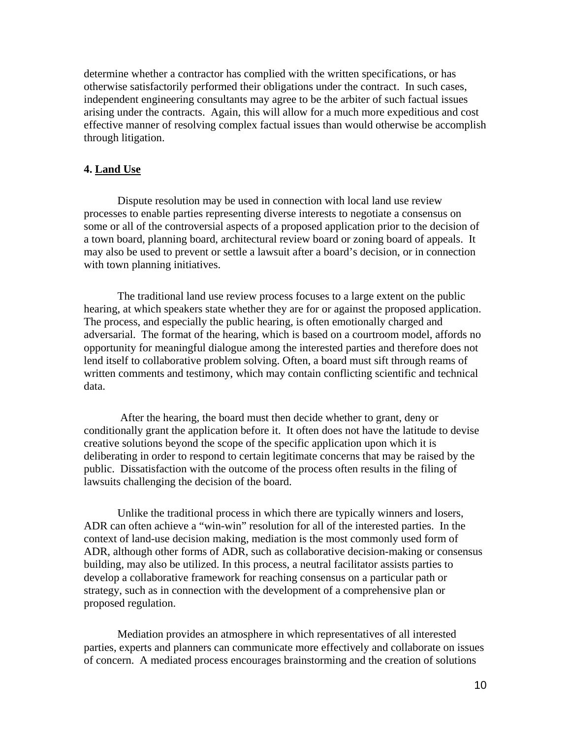determine whether a contractor has complied with the written specifications, or has otherwise satisfactorily performed their obligations under the contract. In such cases, independent engineering consultants may agree to be the arbiter of such factual issues arising under the contracts. Again, this will allow for a much more expeditious and cost effective manner of resolving complex factual issues than would otherwise be accomplish through litigation.

**4. <u>Land Use</u>**

Dispute resolution may be used in connection with local land use review processes to enable parties representing diverse interests to negotiate a consensus on some or all of the controversial aspects of a proposed application prior to the decision of a town board, planning board, architectural review board or zoning board of appeals. It may also be used to prevent or settle a lawsuit after a board's decision, or in connection with town planning initiatives.

The traditional land use review process focuses to a large extent on the public hearing, at which speakers state whether they are for or against the proposed application. The process, and especially the public hearing, is often emotionally charged and adversarial. The format of the hearing, which is based on a courtroom model, affords no opportunity for meaningful dialogue among the interested parties and therefore does not lend itself to collaborative problem solving. Often, a board must sift through reams of written comments and testimony, which may contain conflicting scientific and technical data.

After the hearing, the board must then decide whether to grant, deny or conditionally grant the application before it. It often does not have the latitude to devise creative solutions beyond the scope of the specific application upon which it is deliberating in order to respond to certain legitimate concerns that may be raised by the public. Dissatisfaction with the outcome of the process often results in the filing of lawsuits challenging the decision of the board.

Unlike the traditional process in which there are typically winners and losers, ADR can often achieve a "win-win" resolution for all of the interested parties. In the context of land-use decision making, mediation is the most commonly used form of ADR, although other forms of ADR, such as collaborative decision-making or consensus building, may also be utilized. In this process, a neutral facilitator assists parties to develop a collaborative framework for reaching consensus on a particular path or strategy, such as in connection with the development of a comprehensive plan or proposed regulation.

Mediation provides an atmosphere in which representatives of all interested parties, experts and planners can communicate more effectively and collaborate on issues of concern. A mediated process encourages brainstorming and the creation of solutions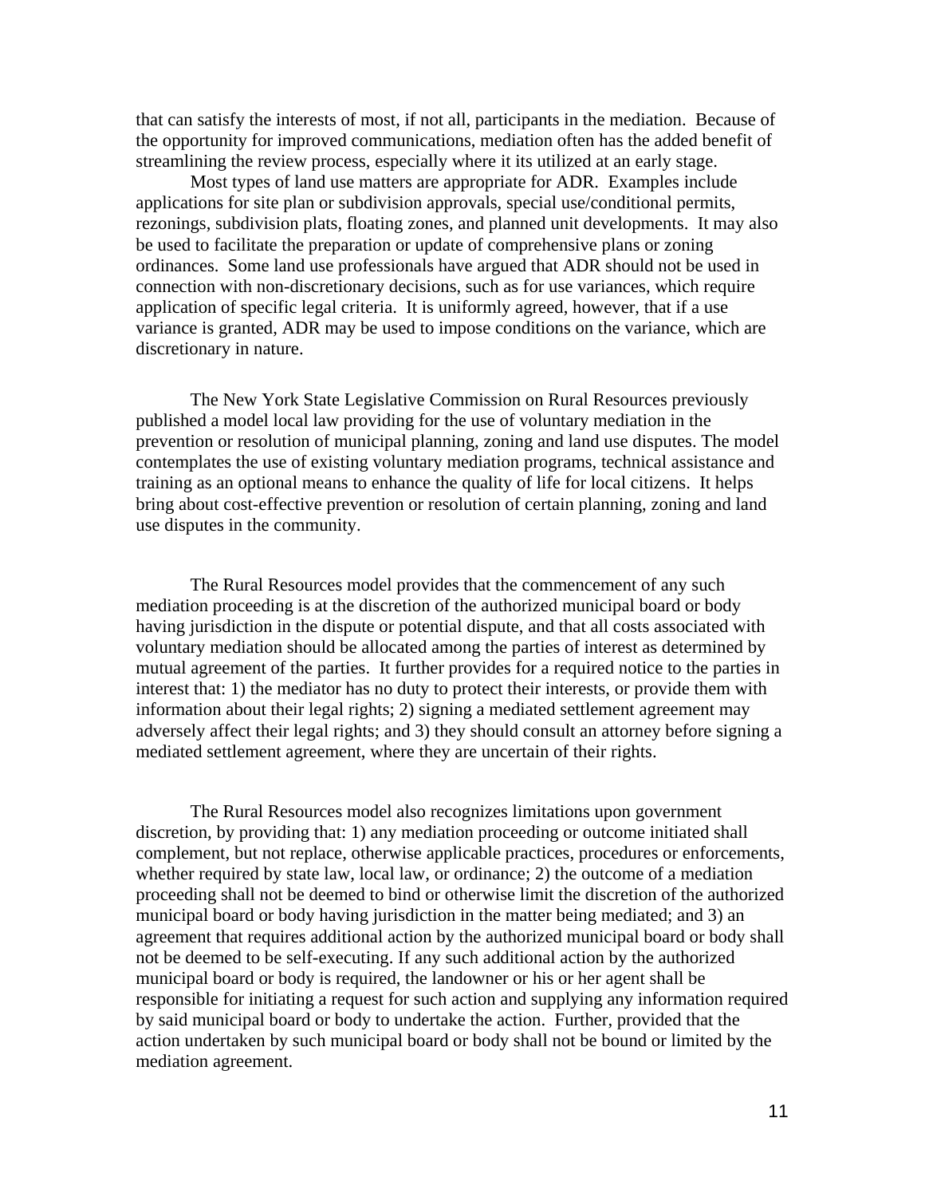that can satisfy the interests of most, if not all, participants in the mediation. Because of the opportunity for improved communications, mediation often has the added benefit of streamlining the review process, especially where it its utilized at an early stage.

Most types of land use matters are appropriate for ADR. Examples include applications for site plan or subdivision approvals, special use/conditional permits, rezonings, subdivision plats, floating zones, and planned unit developments. It may also be used to facilitate the preparation or update of comprehensive plans or zoning ordinances. Some land use professionals have argued that ADR should not be used in connection with non-discretionary decisions, such as for use variances, which require application of specific legal criteria. It is uniformly agreed, however, that if a use variance is granted, ADR may be used to impose conditions on the variance, which are discretionary in nature.

The New York State Legislative Commission on Rural Resources previously published a model local law providing for the use of voluntary mediation in the prevention or resolution of municipal planning, zoning and land use disputes. The model contemplates the use of existing voluntary mediation programs, technical assistance and training as an optional means to enhance the quality of life for local citizens. It helps bring about cost-effective prevention or resolution of certain planning, zoning and land use disputes in the community.

The Rural Resources model provides that the commencement of any such mediation proceeding is at the discretion of the authorized municipal board or body having jurisdiction in the dispute or potential dispute, and that all costs associated with voluntary mediation should be allocated among the parties of interest as determined by mutual agreement of the parties. It further provides for a required notice to the parties in interest that: 1) the mediator has no duty to protect their interests, or provide them with information about their legal rights; 2) signing a mediated settlement agreement may adversely affect their legal rights; and 3) they should consult an attorney before signing a mediated settlement agreement, where they are uncertain of their rights.

The Rural Resources model also recognizes limitations upon government discretion, by providing that: 1) any mediation proceeding or outcome initiated shall complement, but not replace, otherwise applicable practices, procedures or enforcements, whether required by state law, local law, or ordinance; 2) the outcome of a mediation proceeding shall not be deemed to bind or otherwise limit the discretion of the authorized municipal board or body having jurisdiction in the matter being mediated; and 3) an agreement that requires additional action by the authorized municipal board or body shall not be deemed to be self-executing. If any such additional action by the authorized municipal board or body is required, the landowner or his or her agent shall be responsible for initiating a request for such action and supplying any information required by said municipal board or body to undertake the action. Further, provided that the action undertaken by such municipal board or body shall not be bound or limited by the mediation agreement.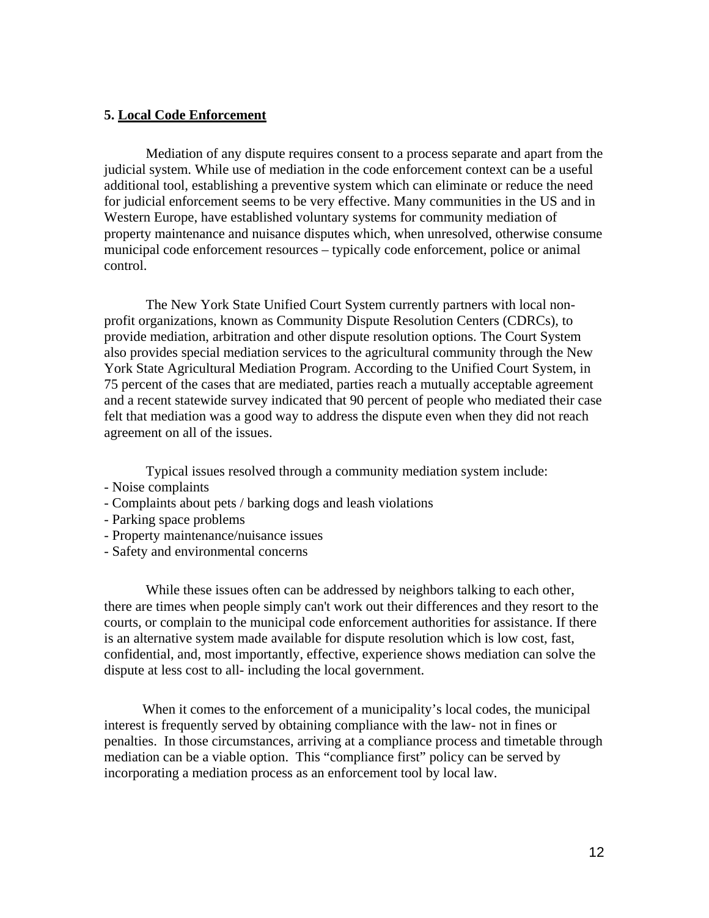### 5. Local Code Enforcement

Mediation of any dispute requires consent to a process separate and apart from the judicial system. While use of mediation in the code enforcement context can be a useful additional tool, establishing a preventive system which can eliminate or reduce the need for judicial enforcement seems to be very effective. Many communities in the US and in Western Europe, have established voluntary systems for community mediation of property maintenance and nuisance disputes which, when unresolved, otherwise consume municipal code enforcement resources – typically code enforcement, police or animal control.

The New York State Unified Court System currently partners with local non-profit organizations, known as Community Dispute Resolution Centers (CDRCs), to provide mediation, arbitration and other dispute resolution options. The Court System also provides special mediation services to the agricultural community through the New York State Agricultural Mediation Program. According to the Unified Court System, in 75 percent of the cases that are mediated, parties reach a mutually acceptable agreement and a recent statewide survey indicated that 90 percent of people who mediated their case felt that mediation was a good way to address the dispute even when they did not reach agreement on all of the issues.

Typical issues resolved through a community mediation system include:

- Noise complaints
- Complaints about pets / barking dogs and leash violations
- Parking space problems
- Property maintenance/nuisance issues
- Safety and environmental concerns

While these issues often can be addressed by neighbors talking to each other, there are times when people simply can't work out their differences and they resort to the courts, or complain to the municipal code enforcement authorities for assistance. If there is an alternative system made available for dispute resolution which is low cost, fast, confidential, and, most importantly, effective, experience shows mediation can solve the dispute at less cost to all- including the local government.

When it comes to the enforcement of a municipality's local codes, the municipal interest is frequently served by obtaining compliance with the law- not in fines or penalties. In those circumstances, arriving at a compliance process and timetable through mediation can be a viable option. This "compliance first" policy can be served by incorporating a mediation process as an enforcement tool by local law.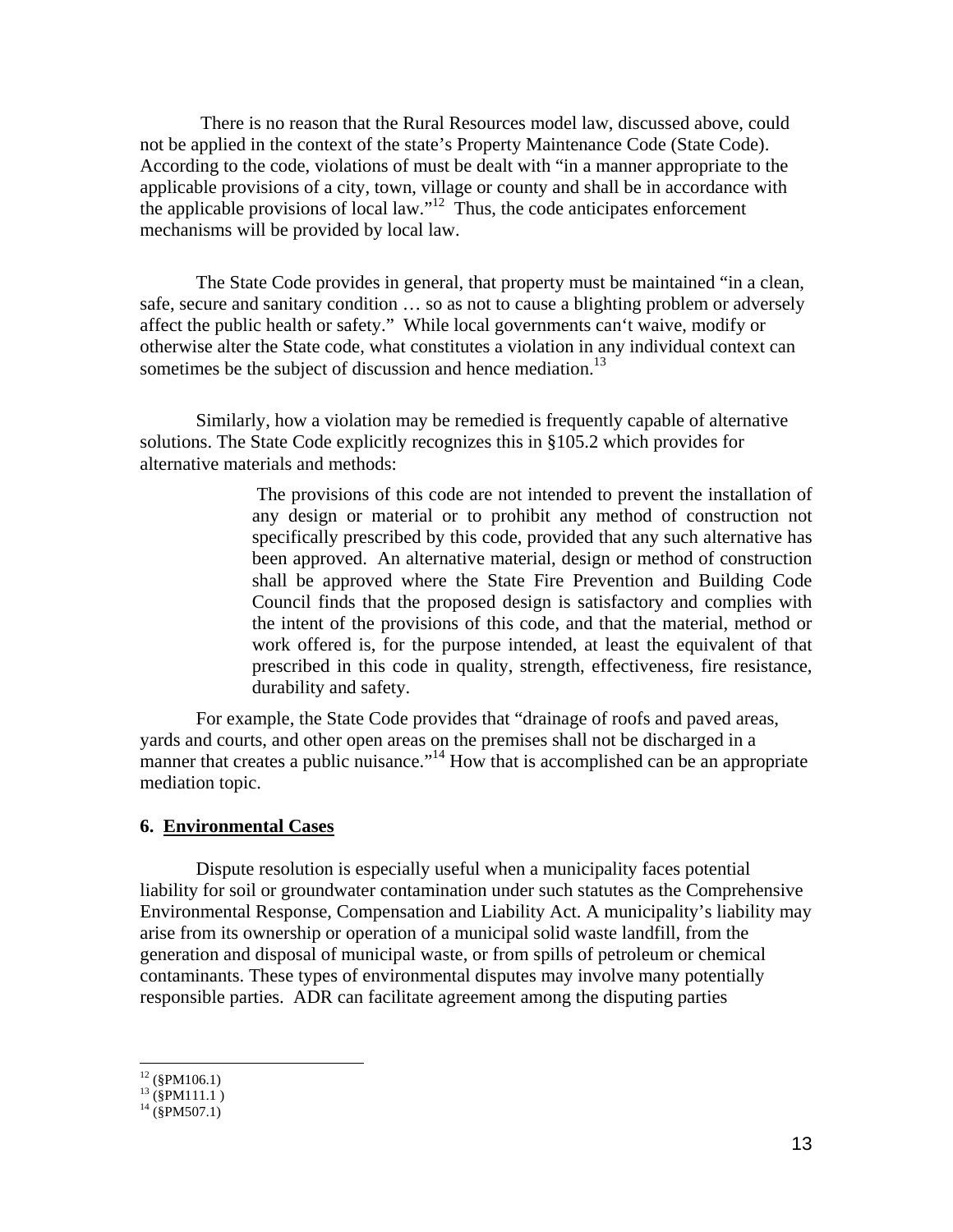There is no reason that the Rural Resources model law, discussed above, could not be applied in the context of the state's Property Maintenance Code (State Code). According to the code, violations of must be dealt with "in a manner appropriate to the applicable provisions of a city, town, village or county and shall be in accordance with the applicable provisions of local law."[12] Thus, the code anticipates enforcement mechanisms will be provided by local law.

The State Code provides in general, that property must be maintained "in a clean, safe, secure and sanitary condition … so as not to cause a blighting problem or adversely affect the public health or safety." While local governments can't waive, modify or otherwise alter the State code, what constitutes a violation in any individual context can sometimes be the subject of discussion and hence mediation.[13]

Similarly, how a violation may be remedied is frequently capable of alternative solutions. The State Code explicitly recognizes this in §105.2 which provides for alternative materials and methods:

> The provisions of this code are not intended to prevent the installation of any design or material or to prohibit any method of construction not specifically prescribed by this code, provided that any such alternative has been approved. An alternative material, design or method of construction shall be approved where the State Fire Prevention and Building Code Council finds that the proposed design is satisfactory and complies with the intent of the provisions of this code, and that the material, method or work offered is, for the purpose intended, at least the equivalent of that prescribed in this code in quality, strength, effectiveness, fire resistance, durability and safety.

For example, the State Code provides that "drainage of roofs and paved areas, yards and courts, and other open areas on the premises shall not be discharged in a manner that creates a public nuisance."[14] How that is accomplished can be an appropriate mediation topic.

### 6. <u>Environmental Cases</u>

Dispute resolution is especially useful when a municipality faces potential liability for soil or groundwater contamination under such statutes as the Comprehensive Environmental Response, Compensation and Liability Act. A municipality's liability may arise from its ownership or operation of a municipal solid waste landfill, from the generation and disposal of municipal waste, or from spills of petroleum or chemical contaminants. These types of environmental disputes may involve many potentially responsible parties. ADR can facilitate agreement among the disputing parties

---

[12] (§PM106.1)
[13] (§PM111.1 )
[14] (§PM507.1)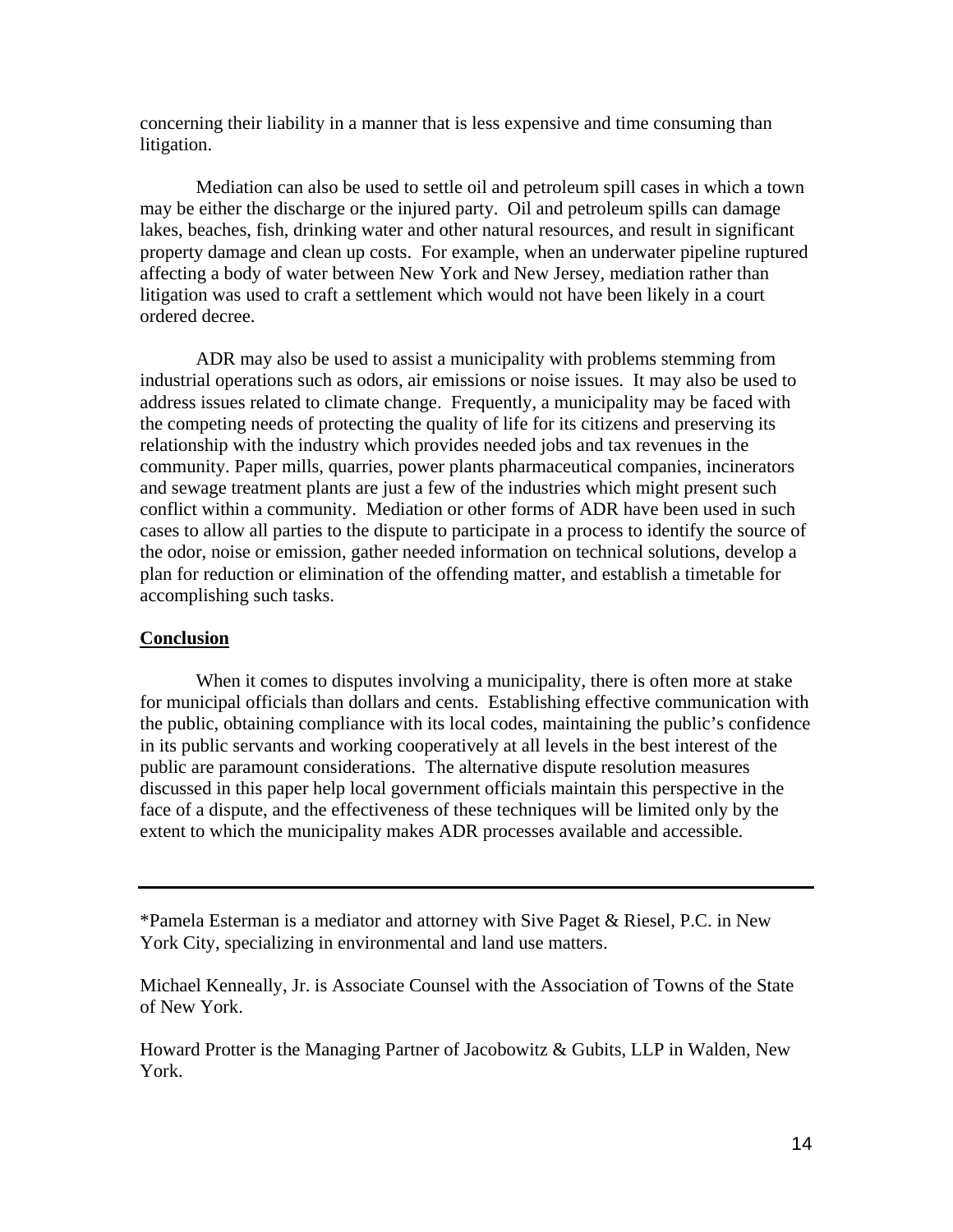concerning their liability in a manner that is less expensive and time consuming than litigation.

Mediation can also be used to settle oil and petroleum spill cases in which a town may be either the discharge or the injured party. Oil and petroleum spills can damage lakes, beaches, fish, drinking water and other natural resources, and result in significant property damage and clean up costs. For example, when an underwater pipeline ruptured affecting a body of water between New York and New Jersey, mediation rather than litigation was used to craft a settlement which would not have been likely in a court ordered decree.

ADR may also be used to assist a municipality with problems stemming from industrial operations such as odors, air emissions or noise issues. It may also be used to address issues related to climate change. Frequently, a municipality may be faced with the competing needs of protecting the quality of life for its citizens and preserving its relationship with the industry which provides needed jobs and tax revenues in the community. Paper mills, quarries, power plants pharmaceutical companies, incinerators and sewage treatment plants are just a few of the industries which might present such conflict within a community. Mediation or other forms of ADR have been used in such cases to allow all parties to the dispute to participate in a process to identify the source of the odor, noise or emission, gather needed information on technical solutions, develop a plan for reduction or elimination of the offending matter, and establish a timetable for accomplishing such tasks.

## Conclusion

When it comes to disputes involving a municipality, there is often more at stake for municipal officials than dollars and cents. Establishing effective communication with the public, obtaining compliance with its local codes, maintaining the public's confidence in its public servants and working cooperatively at all levels in the best interest of the public are paramount considerations. The alternative dispute resolution measures discussed in this paper help local government officials maintain this perspective in the face of a dispute, and the effectiveness of these techniques will be limited only by the extent to which the municipality makes ADR processes available and accessible.

---

*Pamela Esterman is a mediator and attorney with Sive Paget & Riesel, P.C. in New York City, specializing in environmental and land use matters.

Michael Kenneally, Jr. is Associate Counsel with the Association of Towns of the State of New York.

Howard Protter is the Managing Partner of Jacobowitz & Gubits, LLP in Walden, New York.